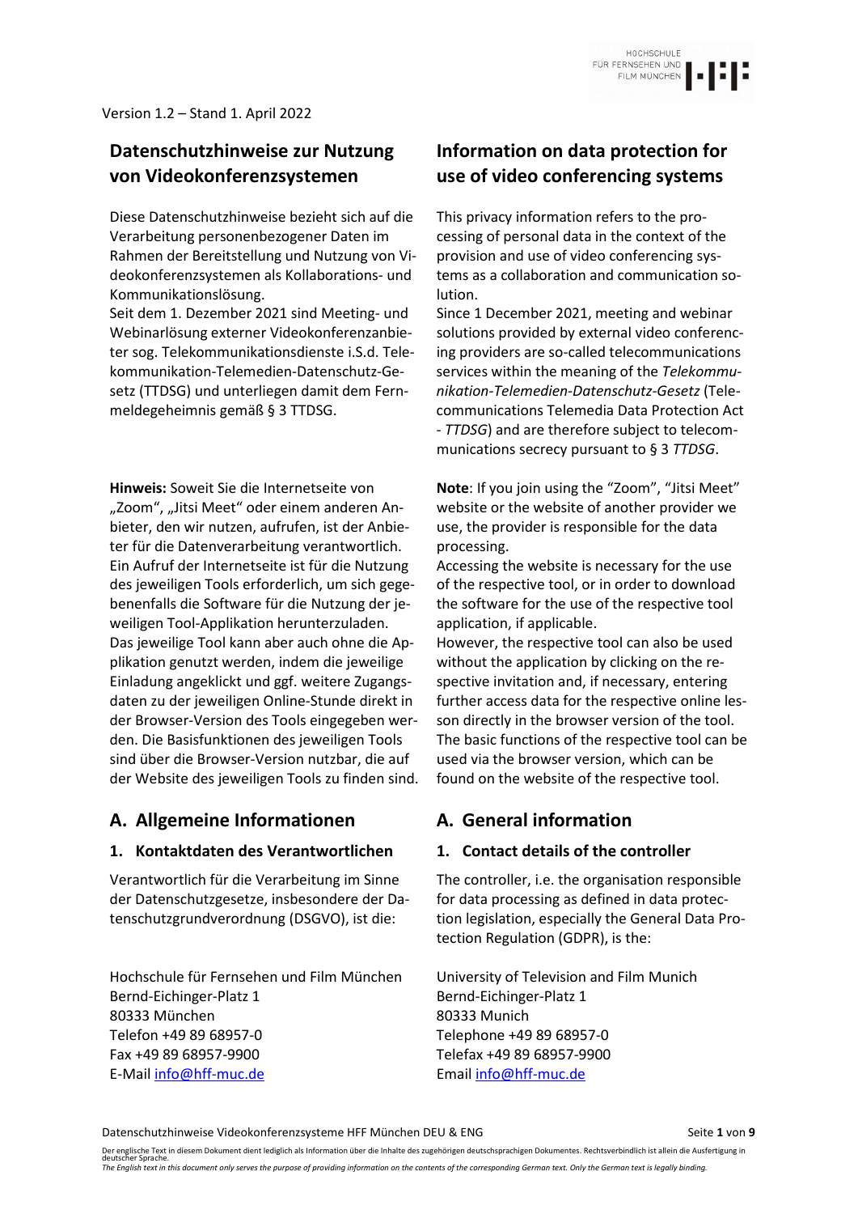Version 1.2 – Stand 1. April 2022

# Datenschutzhinweise zur Nutzung von Videokonferenzsystemen

Diese Datenschutzhinweise bezieht sich auf die Verarbeitung personenbezogener Daten im Rahmen der Bereitstellung und Nutzung von Videokonferenzsystemen als Kollaborations- und Kommunikationslösung.
Seit dem 1. Dezember 2021 sind Meeting- und Webinarlösung externer Videokonferenzanbieter sog. Telekommunikationsdienste i.S.d. Telekommunikation-Telemedien-Datenschutz-Gesetz (TTDSG) und unterliegen damit dem Fernmeldegeheimnis gemäß § 3 TTDSG.

**Hinweis:** Soweit Sie die Internetseite von „Zoom", „Jitsi Meet" oder einem anderen Anbieter, den wir nutzen, aufrufen, ist der Anbieter für die Datenverarbeitung verantwortlich.
Ein Aufruf der Internetseite ist für die Nutzung des jeweiligen Tools erforderlich, um sich gegebenenfalls die Software für die Nutzung der jeweiligen Tool-Applikation herunterzuladen.
Das jeweilige Tool kann aber auch ohne die Applikation genutzt werden, indem die jeweilige Einladung angeklickt und ggf. weitere Zugangsdaten zu der jeweiligen Online-Stunde direkt in der Browser-Version des Tools eingegeben werden. Die Basisfunktionen des jeweiligen Tools sind über die Browser-Version nutzbar, die auf der Website des jeweiligen Tools zu finden sind.

## A. Allgemeine Informationen

### 1. Kontaktdaten des Verantwortlichen

Verantwortlich für die Verarbeitung im Sinne der Datenschutzgesetze, insbesondere der Datenschutzgrundverordnung (DSGVO), ist die:

Hochschule für Fernsehen und Film München
Bernd-Eichinger-Platz 1
80333 München
Telefon +49 89 68957-0
Fax +49 89 68957-9900
E-Mail info@hff-muc.de

# Information on data protection for use of video conferencing systems

This privacy information refers to the processing of personal data in the context of the provision and use of video conferencing systems as a collaboration and communication solution.
Since 1 December 2021, meeting and webinar solutions provided by external video conferencing providers are so-called telecommunications services within the meaning of the *Telekommunikation-Telemedien-Datenschutz-Gesetz* (Telecommunications Telemedia Data Protection Act - *TTDSG*) and are therefore subject to telecommunications secrecy pursuant to § 3 *TTDSG*.

**Note**: If you join using the "Zoom", "Jitsi Meet" website or the website of another provider we use, the provider is responsible for the data processing.
Accessing the website is necessary for the use of the respective tool, or in order to download the software for the use of the respective tool application, if applicable.
However, the respective tool can also be used without the application by clicking on the respective invitation and, if necessary, entering further access data for the respective online lesson directly in the browser version of the tool. The basic functions of the respective tool can be used via the browser version, which can be found on the website of the respective tool.

## A. General information

### 1. Contact details of the controller

The controller, i.e. the organisation responsible for data processing as defined in data protection legislation, especially the General Data Protection Regulation (GDPR), is the:

University of Television and Film Munich
Bernd-Eichinger-Platz 1
80333 Munich
Telephone +49 89 68957-0
Telefax +49 89 68957-9900
Email info@hff-muc.de

Der englische Text in diesem Dokument dient lediglich als Information über die Inhalte des zugehörigen deutschsprachigen Dokumentes. Rechtsverbindlich ist allein die Ausfertigung in deutscher Sprache.
*The English text in this document only serves the purpose of providing information on the contents of the corresponding German text. Only the German text is legally binding.*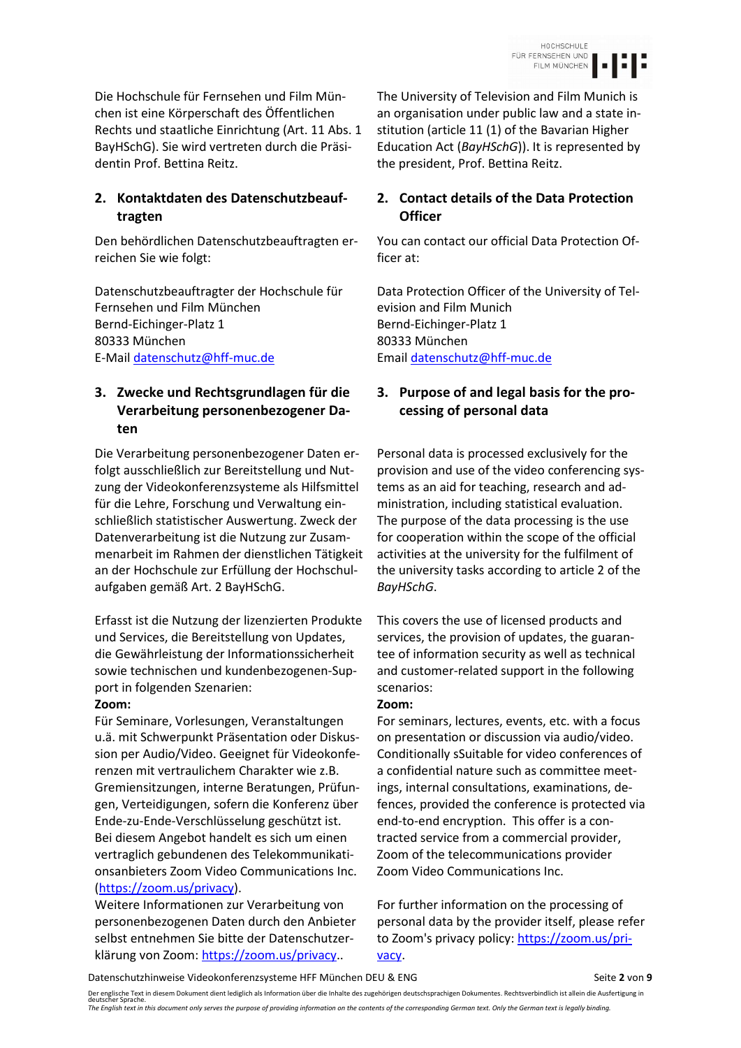Die Hochschule für Fernsehen und Film München ist eine Körperschaft des Öffentlichen Rechts und staatliche Einrichtung (Art. 11 Abs. 1 BayHSchG). Sie wird vertreten durch die Präsidentin Prof. Bettina Reitz.

## 2. Kontaktdaten des Datenschutzbeauftragten

Den behördlichen Datenschutzbeauftragten erreichen Sie wie folgt:

Datenschutzbeauftragter der Hochschule für Fernsehen und Film München
Bernd-Eichinger-Platz 1
80333 München
E-Mail datenschutz@hff-muc.de

## 3. Zwecke und Rechtsgrundlagen für die Verarbeitung personenbezogener Daten

Die Verarbeitung personenbezogener Daten erfolgt ausschließlich zur Bereitstellung und Nutzung der Videokonferenzsysteme als Hilfsmittel für die Lehre, Forschung und Verwaltung einschließlich statistischer Auswertung. Zweck der Datenverarbeitung ist die Nutzung zur Zusammenarbeit im Rahmen der dienstlichen Tätigkeit an der Hochschule zur Erfüllung der Hochschulaufgaben gemäß Art. 2 BayHSchG.

Erfasst ist die Nutzung der lizenzierten Produkte und Services, die Bereitstellung von Updates, die Gewährleistung der Informationssicherheit sowie technischen und kundenbezogenen-Support in folgenden Szenarien:

**Zoom:**
Für Seminare, Vorlesungen, Veranstaltungen u.ä. mit Schwerpunkt Präsentation oder Diskussion per Audio/Video. Geeignet für Videokonferenzen mit vertraulichem Charakter wie z.B. Gremiensitzungen, interne Beratungen, Prüfungen, Verteidigungen, sofern die Konferenz über Ende-zu-Ende-Verschlüsselung geschützt ist. Bei diesem Angebot handelt es sich um einen vertraglich gebundenen des Telekommunikationsanbieters Zoom Video Communications Inc. (https://zoom.us/privacy).
Weitere Informationen zur Verarbeitung von personenbezogenen Daten durch den Anbieter selbst entnehmen Sie bitte der Datenschutzerklärung von Zoom: https://zoom.us/privacy..

---

The University of Television and Film Munich is an organisation under public law and a state institution (article 11 (1) of the Bavarian Higher Education Act (*BayHSchG*)). It is represented by the president, Prof. Bettina Reitz.

## 2. Contact details of the Data Protection Officer

You can contact our official Data Protection Officer at:

Data Protection Officer of the University of Television and Film Munich
Bernd-Eichinger-Platz 1
80333 München
Email datenschutz@hff-muc.de

## 3. Purpose of and legal basis for the processing of personal data

Personal data is processed exclusively for the provision and use of the video conferencing systems as an aid for teaching, research and administration, including statistical evaluation. The purpose of the data processing is the use for cooperation within the scope of the official activities at the university for the fulfilment of the university tasks according to article 2 of the *BayHSchG*.

This covers the use of licensed products and services, the provision of updates, the guarantee of information security as well as technical and customer-related support in the following scenarios:

**Zoom:**
For seminars, lectures, events, etc. with a focus on presentation or discussion via audio/video. Conditionally sSuitable for video conferences of a confidential nature such as committee meetings, internal consultations, examinations, defences, provided the conference is protected via end-to-end encryption. This offer is a contracted service from a commercial provider, Zoom of the telecommunications provider Zoom Video Communications Inc.

For further information on the processing of personal data by the provider itself, please refer to Zoom's privacy policy: https://zoom.us/privacy.

Der englische Text in diesem Dokument dient lediglich als Information über die Inhalte des zugehörigen deutschsprachigen Dokumentes. Rechtsverbindlich ist allein die Ausfertigung in deutscher Sprache.
*The English text in this document only serves the purpose of providing information on the contents of the corresponding German text. Only the German text is legally binding.*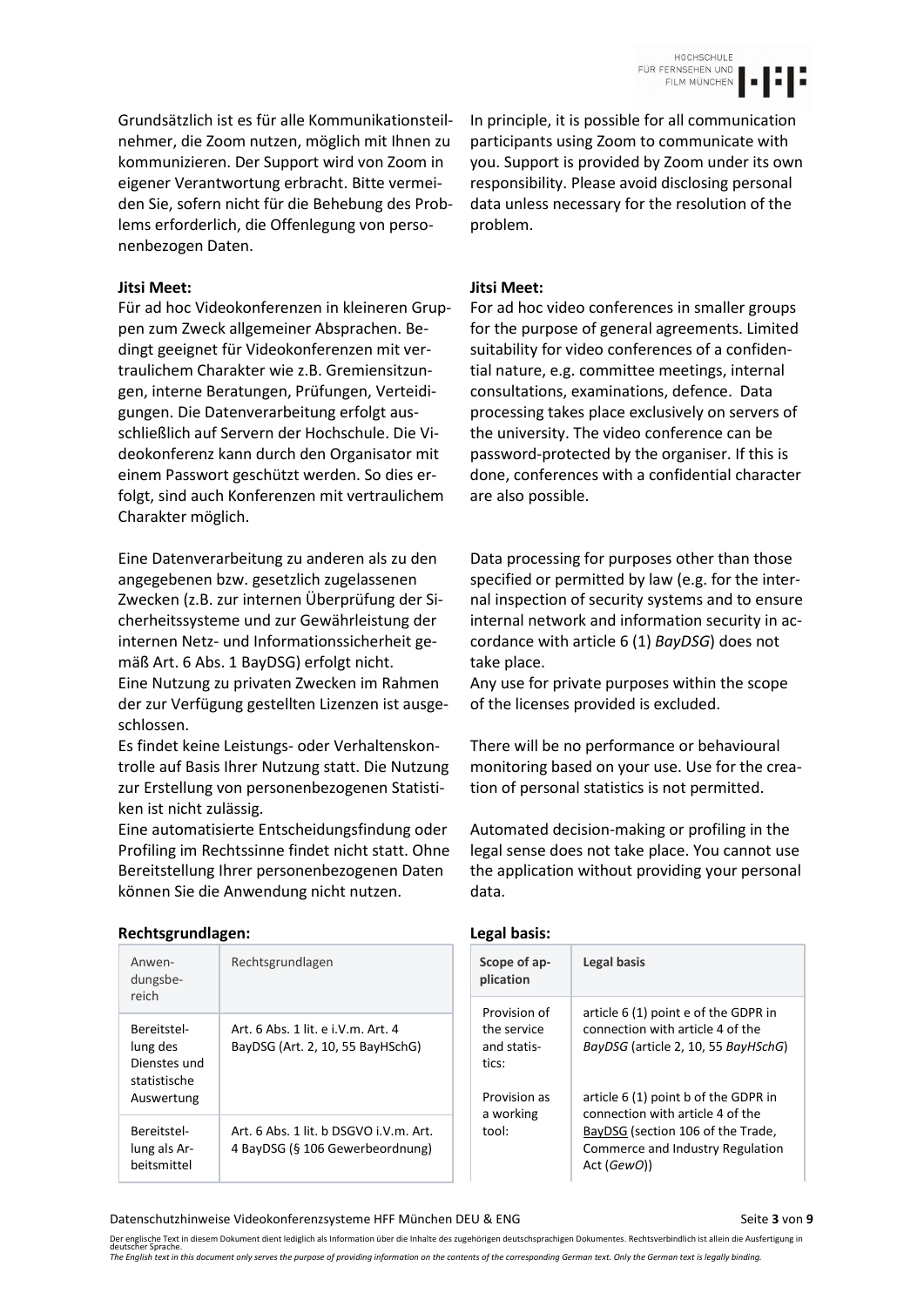Grundsätzlich ist es für alle Kommunikationsteilnehmer, die Zoom nutzen, möglich mit Ihnen zu kommunizieren. Der Support wird von Zoom in eigener Verantwortung erbracht. Bitte vermeiden Sie, sofern nicht für die Behebung des Problems erforderlich, die Offenlegung von personenbezogen Daten.

**Jitsi Meet:**

Für ad hoc Videokonferenzen in kleineren Gruppen zum Zweck allgemeiner Absprachen. Bedingt geeignet für Videokonferenzen mit vertraulichem Charakter wie z.B. Gremiensitzungen, interne Beratungen, Prüfungen, Verteidigungen. Die Datenverarbeitung erfolgt ausschließlich auf Servern der Hochschule. Die Videokonferenz kann durch den Organisator mit einem Passwort geschützt werden. So dies erfolgt, sind auch Konferenzen mit vertraulichem Charakter möglich.

Eine Datenverarbeitung zu anderen als zu den angegebenen bzw. gesetzlich zugelassenen Zwecken (z.B. zur internen Überprüfung der Sicherheitssysteme und zur Gewährleistung der internen Netz- und Informationssicherheit gemäß Art. 6 Abs. 1 BayDSG) erfolgt nicht.
Eine Nutzung zu privaten Zwecken im Rahmen der zur Verfügung gestellten Lizenzen ist ausgeschlossen.
Es findet keine Leistungs- oder Verhaltenskontrolle auf Basis Ihrer Nutzung statt. Die Nutzung zur Erstellung von personenbezogenen Statistiken ist nicht zulässig.
Eine automatisierte Entscheidungsfindung oder Profiling im Rechtssinne findet nicht statt. Ohne Bereitstellung Ihrer personenbezogenen Daten können Sie die Anwendung nicht nutzen.

**Rechtsgrundlagen:**

| Anwendungsbereich | Rechtsgrundlagen |
|---|---|
| Bereitstellung des Dienstes und statistische Auswertung | Art. 6 Abs. 1 lit. e i.V.m. Art. 4 BayDSG (Art. 2, 10, 55 BayHSchG) |
| Bereitstellung als Arbeitsmittel | Art. 6 Abs. 1 lit. b DSGVO i.V.m. Art. 4 BayDSG (§ 106 Gewerbeordnung) |

In principle, it is possible for all communication participants using Zoom to communicate with you. Support is provided by Zoom under its own responsibility. Please avoid disclosing personal data unless necessary for the resolution of the problem.

**Jitsi Meet:**

For ad hoc video conferences in smaller groups for the purpose of general agreements. Limited suitability for video conferences of a confidential nature, e.g. committee meetings, internal consultations, examinations, defence. Data processing takes place exclusively on servers of the university. The video conference can be password-protected by the organiser. If this is done, conferences with a confidential character are also possible.

Data processing for purposes other than those specified or permitted by law (e.g. for the internal inspection of security systems and to ensure internal network and information security in accordance with article 6 (1) *BayDSG*) does not take place.
Any use for private purposes within the scope of the licenses provided is excluded.

There will be no performance or behavioural monitoring based on your use. Use for the creation of personal statistics is not permitted.

Automated decision-making or profiling in the legal sense does not take place. You cannot use the application without providing your personal data.

**Legal basis:**

| Scope of application | Legal basis |
|---|---|
| Provision of the service and statistics: | article 6 (1) point e of the GDPR in connection with article 4 of the *BayDSG* (article 2, 10, 55 *BayHSchG*) |
| Provision as a working tool: | article 6 (1) point b of the GDPR in connection with article 4 of the BayDSG (section 106 of the Trade, Commerce and Industry Regulation Act (*GewO*)) |

Der englische Text in diesem Dokument dient lediglich als Information über die Inhalte des zugehörigen deutschsprachigen Dokumentes. Rechtsverbindlich ist allein die Ausfertigung in deutscher Sprache.
*The English text in this document only serves the purpose of providing information on the contents of the corresponding German text. Only the German text is legally binding.*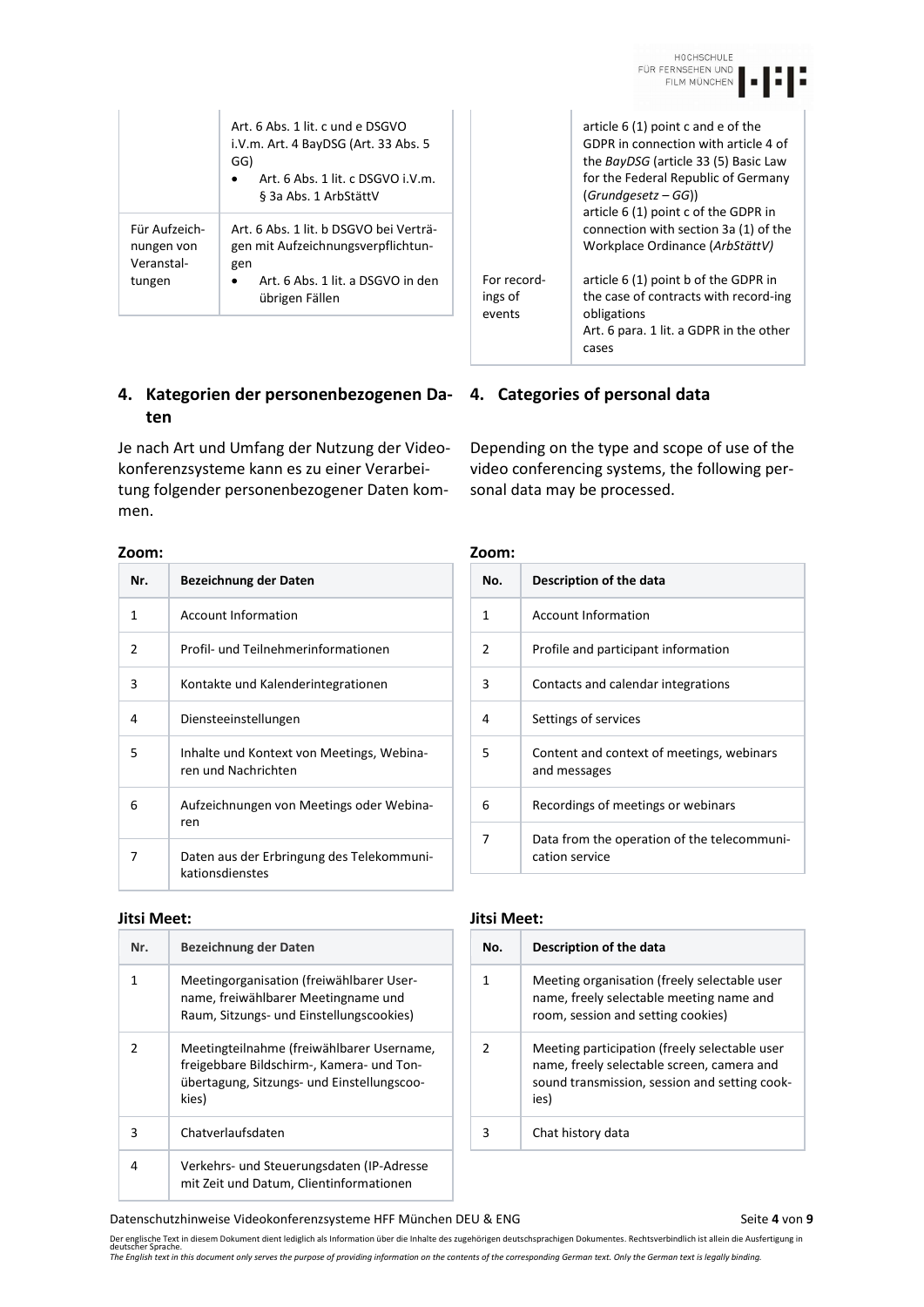| | |
|---|---|
| | Art. 6 Abs. 1 lit. c und e DSGVO i.V.m. Art. 4 BayDSG (Art. 33 Abs. 5 GG)<br>• Art. 6 Abs. 1 lit. c DSGVO i.V.m. § 3a Abs. 1 ArbStättV |
| Für Aufzeichnungen von Veranstaltungen | Art. 6 Abs. 1 lit. b DSGVO bei Verträgen mit Aufzeichnungsverpflichtungen<br>• Art. 6 Abs. 1 lit. a DSGVO in den übrigen Fällen |

| | |
|---|---|
| | article 6 (1) point c and e of the GDPR in connection with article 4 of the *BayDSG* (article 33 (5) Basic Law for the Federal Republic of Germany (*Grundgesetz – GG*))<br>article 6 (1) point c of the GDPR in connection with section 3a (1) of the Workplace Ordinance (*ArbStättV)* |
| For recordings of events | article 6 (1) point b of the GDPR in the case of contracts with record-ing obligations<br>Art. 6 para. 1 lit. a GDPR in the other cases |

## 4. Kategorien der personenbezogenen Daten

Je nach Art und Umfang der Nutzung der Videokonferenzsysteme kann es zu einer Verarbeitung folgender personenbezogener Daten kommen.

**Zoom:**

| Nr. | Bezeichnung der Daten |
|---|---|
| 1 | Account Information |
| 2 | Profil- und Teilnehmerinformationen |
| 3 | Kontakte und Kalenderintegrationen |
| 4 | Diensteeinstellungen |
| 5 | Inhalte und Kontext von Meetings, Webinaren und Nachrichten |
| 6 | Aufzeichnungen von Meetings oder Webinaren |
| 7 | Daten aus der Erbringung des Telekommunikationsdienstes |

**Jitsi Meet:**

| Nr. | Bezeichnung der Daten |
|---|---|
| 1 | Meetingorganisation (freiwählbarer Username, freiwählbarer Meetingname und Raum, Sitzungs- und Einstellungscookies) |
| 2 | Meetingteilnahme (freiwählbarer Username, freigebbare Bildschirm-, Kamera- und Tonübertagung, Sitzungs- und Einstellungscookies) |
| 3 | Chatverlaufsdaten |
| 4 | Verkehrs- und Steuerungsdaten (IP-Adresse mit Zeit und Datum, Clientinformationen |

## 4. Categories of personal data

Depending on the type and scope of use of the video conferencing systems, the following personal data may be processed.

**Zoom:**

| No. | Description of the data |
|---|---|
| 1 | Account Information |
| 2 | Profile and participant information |
| 3 | Contacts and calendar integrations |
| 4 | Settings of services |
| 5 | Content and context of meetings, webinars and messages |
| 6 | Recordings of meetings or webinars |
| 7 | Data from the operation of the telecommunication service |

**Jitsi Meet:**

| No. | Description of the data |
|---|---|
| 1 | Meeting organisation (freely selectable user name, freely selectable meeting name and room, session and setting cookies) |
| 2 | Meeting participation (freely selectable user name, freely selectable screen, camera and sound transmission, session and setting cookies) |
| 3 | Chat history data |

Der englische Text in diesem Dokument dient lediglich als Information über die Inhalte des zugehörigen deutschsprachigen Dokumentes. Rechtsverbindlich ist allein die Ausfertigung in deutscher Sprache.
*The English text in this document only serves the purpose of providing information on the contents of the corresponding German text. Only the German text is legally binding.*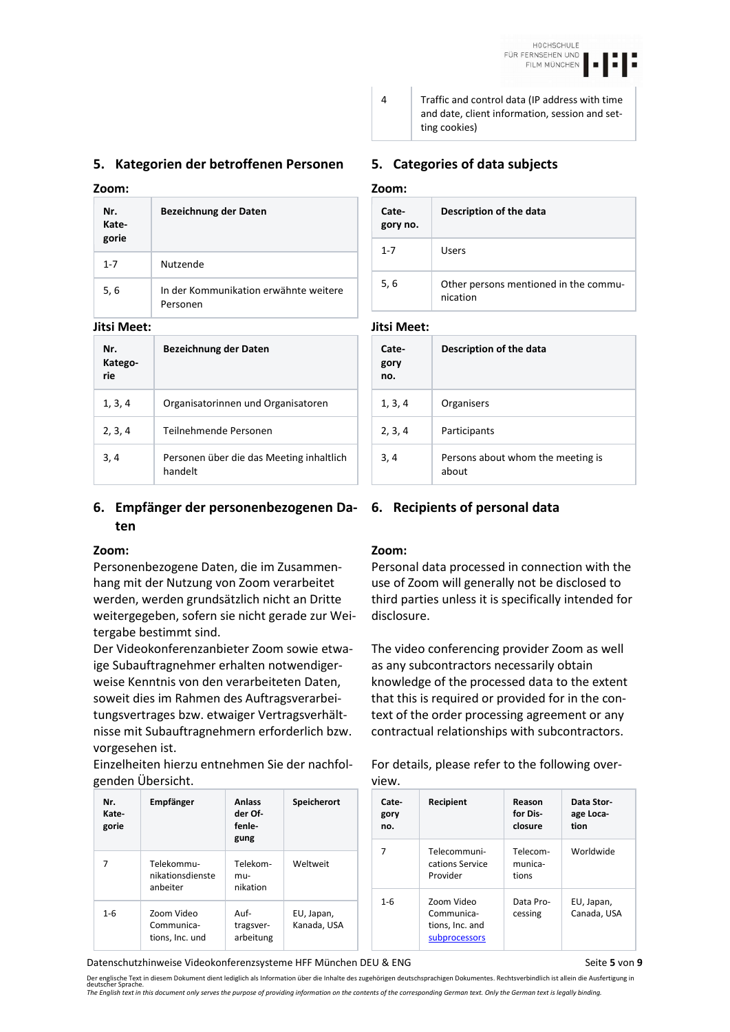| 4 | Traffic and control data (IP address with time and date, client information, session and setting cookies) |
|---|---|

## 5. Kategorien der betroffenen Personen

**Zoom:**

| Nr. Kategorie | Bezeichnung der Daten |
|---|---|
| 1-7 | Nutzende |
| 5, 6 | In der Kommunikation erwähnte weitere Personen |

**Jitsi Meet:**

| Nr. Kategorie | Bezeichnung der Daten |
|---|---|
| 1, 3, 4 | Organisatorinnen und Organisatoren |
| 2, 3, 4 | Teilnehmende Personen |
| 3, 4 | Personen über die das Meeting inhaltlich handelt |

## 6. Empfänger der personenbezogenen Daten

**Zoom:**

Personenbezogene Daten, die im Zusammenhang mit der Nutzung von Zoom verarbeitet werden, werden grundsätzlich nicht an Dritte weitergegeben, sofern sie nicht gerade zur Weitergabe bestimmt sind.

Der Videokonferenzanbieter Zoom sowie etwaige Subauftragnehmer erhalten notwendigerweise Kenntnis von den verarbeiteten Daten, soweit dies im Rahmen des Auftragsverarbeitungsvertrages bzw. etwaiger Vertragsverhältnisse mit Subauftragnehmern erforderlich bzw. vorgesehen ist.

Einzelheiten hierzu entnehmen Sie der nachfolgenden Übersicht.

| Nr. Kategorie | Empfänger | Anlass der Offenlegung | Speicherort |
|---|---|---|---|
| 7 | Telekommunikationsdiensteanbieter | Telekommunikation | Weltweit |
| 1-6 | Zoom Video Communications, Inc. und | Auftragsverarbeitung | EU, Japan, Kanada, USA |

## 5. Categories of data subjects

**Zoom:**

| Category no. | Description of the data |
|---|---|
| 1-7 | Users |
| 5, 6 | Other persons mentioned in the communication |

**Jitsi Meet:**

| Category no. | Description of the data |
|---|---|
| 1, 3, 4 | Organisers |
| 2, 3, 4 | Participants |
| 3, 4 | Persons about whom the meeting is about |

## 6. Recipients of personal data

**Zoom:**

Personal data processed in connection with the use of Zoom will generally not be disclosed to third parties unless it is specifically intended for disclosure.

The video conferencing provider Zoom as well as any subcontractors necessarily obtain knowledge of the processed data to the extent that this is required or provided for in the context of the order processing agreement or any contractual relationships with subcontractors.

For details, please refer to the following overview.

| Category no. | Recipient | Reason for Disclosure | Data Storage Location |
|---|---|---|---|
| 7 | Telecommunications Service Provider | Telecommunications | Worldwide |
| 1-6 | Zoom Video Communications, Inc. and subprocessors | Data Processing | EU, Japan, Canada, USA |

Der englische Text in diesem Dokument dient lediglich als Information über die Inhalte des zugehörigen deutschsprachigen Dokumentes. Rechtsverbindlich ist allein die Ausfertigung in deutscher Sprache.

*The English text in this document only serves the purpose of providing information on the contents of the corresponding German text. Only the German text is legally binding.*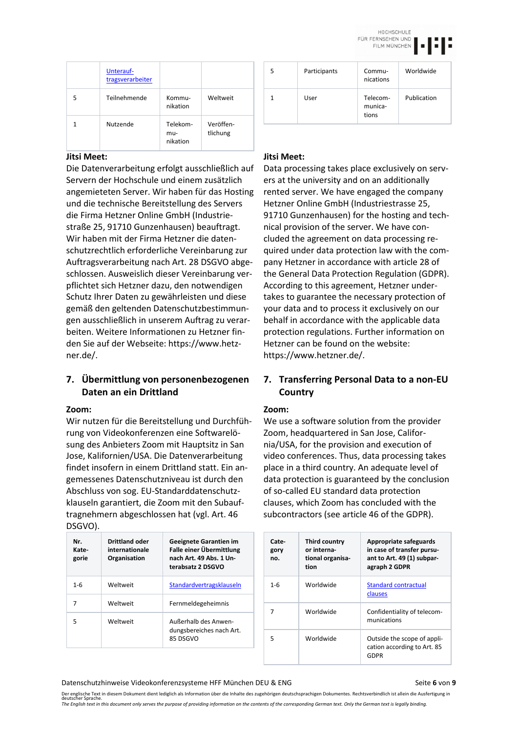| | [Unterauf-tragsverarbeiter]() | | |
|---|---|---|---|
| 5 | Teilnehmende | Kommu-nikation | Weltweit |
| 1 | Nutzende | Telekom-mu-nikation | Veröffen-tlichung |

### Jitsi Meet:

Die Datenverarbeitung erfolgt ausschließlich auf Servern der Hochschule und einem zusätzlich angemieteten Server. Wir haben für das Hosting und die technische Bereitstellung des Servers die Firma Hetzner Online GmbH (Industriestraße 25, 91710 Gunzenhausen) beauftragt. Wir haben mit der Firma Hetzner die datenschutzrechtlich erforderliche Vereinbarung zur Auftragsverarbeitung nach Art. 28 DSGVO abgeschlossen. Ausweislich dieser Vereinbarung verpflichtet sich Hetzner dazu, den notwendigen Schutz Ihrer Daten zu gewährleisten und diese gemäß den geltenden Datenschutzbestimmungen ausschließlich in unserem Auftrag zu verarbeiten. Weitere Informationen zu Hetzner finden Sie auf der Webseite: https://www.hetzner.de/.

## 7. Übermittlung von personenbezogenen Daten an ein Drittland

### Zoom:

Wir nutzen für die Bereitstellung und Durchführung von Videokonferenzen eine Softwarelösung des Anbieters Zoom mit Hauptsitz in San Jose, Kalifornien/USA. Die Datenverarbeitung findet insofern in einem Drittland statt. Ein angemessenes Datenschutzniveau ist durch den Abschluss von sog. EU-Standarddatenschutzklauseln garantiert, die Zoom mit den Subauftragnehmern abgeschlossen hat (vgl. Art. 46 DSGVO).

| Nr. Kategorie | Drittland oder internationale Organisation | Geeignete Garantien im Falle einer Übermittlung nach Art. 49 Abs. 1 Unterabsatz 2 DSGVO |
|---|---|---|
| 1-6 | Weltweit | [Standardvertragsklauseln]() |
| 7 | Weltweit | Fernmeldegeheimnis |
| 5 | Weltweit | Außerhalb des Anwendungsbereiches nach Art. 85 DSGVO |

| | | | |
|---|---|---|---|
| 5 | Participants | Commu-nications | Worldwide |
| 1 | User | Telecom-munica-tions | Publication |

### Jitsi Meet:

Data processing takes place exclusively on servers at the university and on an additionally rented server. We have engaged the company Hetzner Online GmbH (Industriestrasse 25, 91710 Gunzenhausen) for the hosting and technical provision of the server. We have concluded the agreement on data processing required under data protection law with the company Hetzner in accordance with article 28 of the General Data Protection Regulation (GDPR). According to this agreement, Hetzner undertakes to guarantee the necessary protection of your data and to process it exclusively on our behalf in accordance with the applicable data protection regulations. Further information on Hetzner can be found on the website: https://www.hetzner.de/.

## 7. Transferring Personal Data to a non-EU Country

### Zoom:

We use a software solution from the provider Zoom, headquartered in San Jose, California/USA, for the provision and execution of video conferences. Thus, data processing takes place in a third country. An adequate level of data protection is guaranteed by the conclusion of so-called EU standard data protection clauses, which Zoom has concluded with the subcontractors (see article 46 of the GDPR).

| Category no. | Third country or international organisation | Appropriate safeguards in case of transfer pursuant to Art. 49 (1) subparagraph 2 GDPR |
|---|---|---|
| 1-6 | Worldwide | [Standard contractual clauses]() |
| 7 | Worldwide | Confidentiality of telecommunications |
| 5 | Worldwide | Outside the scope of application according to Art. 85 GDPR |

Der englische Text in diesem Dokument dient lediglich als Information über die Inhalte des zugehörigen deutschsprachigen Dokumentes. Rechtsverbindlich ist allein die Ausfertigung in deutscher Sprache.
*The English text in this document only serves the purpose of providing information on the contents of the corresponding German text. Only the German text is legally binding.*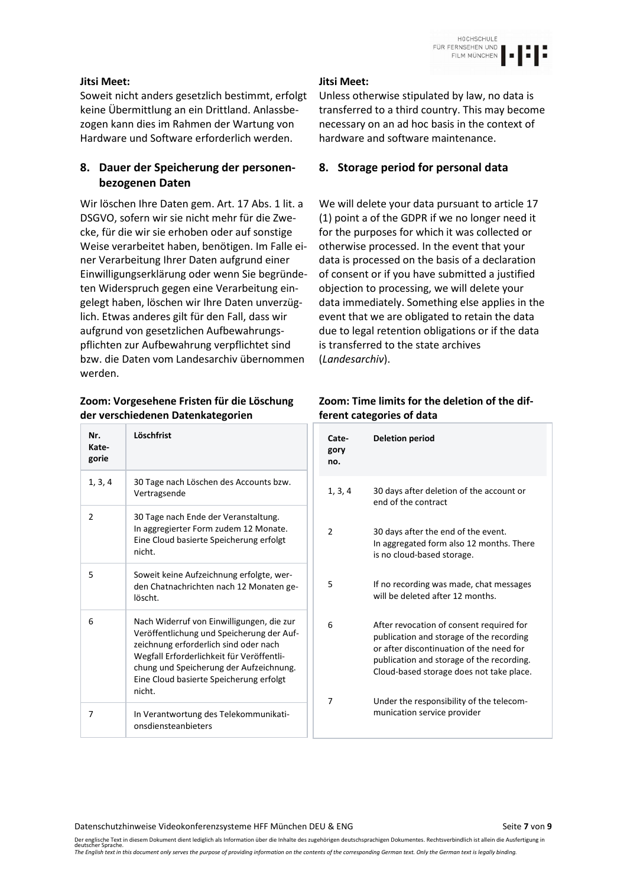**Jitsi Meet:**

Soweit nicht anders gesetzlich bestimmt, erfolgt keine Übermittlung an ein Drittland. Anlassbezogen kann dies im Rahmen der Wartung von Hardware und Software erforderlich werden.

**Jitsi Meet:**

Unless otherwise stipulated by law, no data is transferred to a third country. This may become necessary on an ad hoc basis in the context of hardware and software maintenance.

## 8. Dauer der Speicherung der personenbezogenen Daten

Wir löschen Ihre Daten gem. Art. 17 Abs. 1 lit. a DSGVO, sofern wir sie nicht mehr für die Zwecke, für die wir sie erhoben oder auf sonstige Weise verarbeitet haben, benötigen. Im Falle einer Verarbeitung Ihrer Daten aufgrund einer Einwilligungserklärung oder wenn Sie begründeten Widerspruch gegen eine Verarbeitung eingelegt haben, löschen wir Ihre Daten unverzüglich. Etwas anderes gilt für den Fall, dass wir aufgrund von gesetzlichen Aufbewahrungspflichten zur Aufbewahrung verpflichtet sind bzw. die Daten vom Landesarchiv übernommen werden.

## 8. Storage period for personal data

We will delete your data pursuant to article 17 (1) point a of the GDPR if we no longer need it for the purposes for which it was collected or otherwise processed. In the event that your data is processed on the basis of a declaration of consent or if you have submitted a justified objection to processing, we will delete your data immediately. Something else applies in the event that we are obligated to retain the data due to legal retention obligations or if the data is transferred to the state archives (*Landesarchiv*).

**Zoom: Vorgesehene Fristen für die Löschung der verschiedenen Datenkategorien**

| Nr. Kategorie | Löschfrist |
|---|---|
| 1, 3, 4 | 30 Tage nach Löschen des Accounts bzw. Vertragsende |
| 2 | 30 Tage nach Ende der Veranstaltung. In aggregierter Form zudem 12 Monate. Eine Cloud basierte Speicherung erfolgt nicht. |
| 5 | Soweit keine Aufzeichnung erfolgte, werden Chatnachrichten nach 12 Monaten gelöscht. |
| 6 | Nach Widerruf von Einwilligungen, die zur Veröffentlichung und Speicherung der Aufzeichnung erforderlich sind oder nach Wegfall Erforderlichkeit für Veröffentlichung und Speicherung der Aufzeichnung. Eine Cloud basierte Speicherung erfolgt nicht. |
| 7 | In Verantwortung des Telekommunikationsdiensteanbieters |

**Zoom: Time limits for the deletion of the different categories of data**

| Category no. | Deletion period |
|---|---|
| 1, 3, 4 | 30 days after deletion of the account or end of the contract |
| 2 | 30 days after the end of the event. In aggregated form also 12 months. There is no cloud-based storage. |
| 5 | If no recording was made, chat messages will be deleted after 12 months. |
| 6 | After revocation of consent required for publication and storage of the recording or after discontinuation of the need for publication and storage of the recording. Cloud-based storage does not take place. |
| 7 | Under the responsibility of the telecommunication service provider |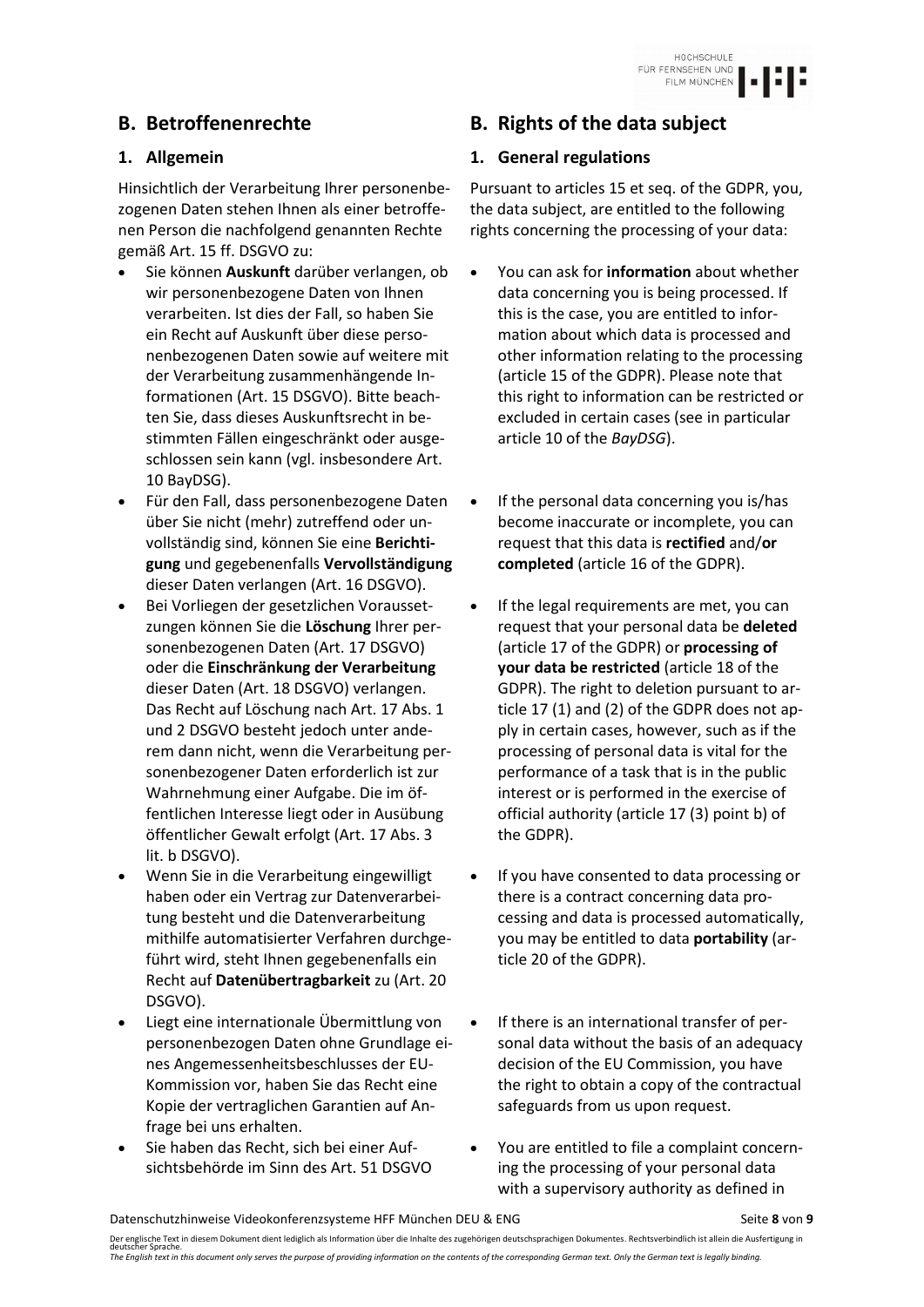## B. Betroffenenrechte

### 1. Allgemein

Hinsichtlich der Verarbeitung Ihrer personenbezogenen Daten stehen Ihnen als einer betroffenen Person die nachfolgend genannten Rechte gemäß Art. 15 ff. DSGVO zu:

- Sie können **Auskunft** darüber verlangen, ob wir personenbezogene Daten von Ihnen verarbeiten. Ist dies der Fall, so haben Sie ein Recht auf Auskunft über diese personenbezogenen Daten sowie auf weitere mit der Verarbeitung zusammenhängende Informationen (Art. 15 DSGVO). Bitte beachten Sie, dass dieses Auskunftsrecht in bestimmten Fällen eingeschränkt oder ausgeschlossen sein kann (vgl. insbesondere Art. 10 BayDSG).
- Für den Fall, dass personenbezogene Daten über Sie nicht (mehr) zutreffend oder unvollständig sind, können Sie eine **Berichtigung** und gegebenenfalls **Vervollständigung** dieser Daten verlangen (Art. 16 DSGVO).
- Bei Vorliegen der gesetzlichen Voraussetzungen können Sie die **Löschung** Ihrer personenbezogenen Daten (Art. 17 DSGVO) oder die **Einschränkung der Verarbeitung** dieser Daten (Art. 18 DSGVO) verlangen. Das Recht auf Löschung nach Art. 17 Abs. 1 und 2 DSGVO besteht jedoch unter anderem dann nicht, wenn die Verarbeitung personenbezogener Daten erforderlich ist zur Wahrnehmung einer Aufgabe. Die im öffentlichen Interesse liegt oder in Ausübung öffentlicher Gewalt erfolgt (Art. 17 Abs. 3 lit. b DSGVO).
- Wenn Sie in die Verarbeitung eingewilligt haben oder ein Vertrag zur Datenverarbeitung besteht und die Datenverarbeitung mithilfe automatisierter Verfahren durchgeführt wird, steht Ihnen gegebenenfalls ein Recht auf **Datenübertragbarkeit** zu (Art. 20 DSGVO).
- Liegt eine internationale Übermittlung von personenbezogen Daten ohne Grundlage eines Angemessenheitsbeschlusses der EU-Kommission vor, haben Sie das Recht eine Kopie der vertraglichen Garantien auf Anfrage bei uns erhalten.
- Sie haben das Recht, sich bei einer Aufsichtsbehörde im Sinn des Art. 51 DSGVO

## B. Rights of the data subject

### 1. General regulations

Pursuant to articles 15 et seq. of the GDPR, you, the data subject, are entitled to the following rights concerning the processing of your data:

- You can ask for **information** about whether data concerning you is being processed. If this is the case, you are entitled to information about which data is processed and other information relating to the processing (article 15 of the GDPR). Please note that this right to information can be restricted or excluded in certain cases (see in particular article 10 of the *BayDSG*).
- If the personal data concerning you is/has become inaccurate or incomplete, you can request that this data is **rectified** and/**or completed** (article 16 of the GDPR).
- If the legal requirements are met, you can request that your personal data be **deleted** (article 17 of the GDPR) or **processing of your data be restricted** (article 18 of the GDPR). The right to deletion pursuant to article 17 (1) and (2) of the GDPR does not apply in certain cases, however, such as if the processing of personal data is vital for the performance of a task that is in the public interest or is performed in the exercise of official authority (article 17 (3) point b) of the GDPR).
- If you have consented to data processing or there is a contract concerning data processing and data is processed automatically, you may be entitled to data **portability** (article 20 of the GDPR).
- If there is an international transfer of personal data without the basis of an adequacy decision of the EU Commission, you have the right to obtain a copy of the contractual safeguards from us upon request.
- You are entitled to file a complaint concerning the processing of your personal data with a supervisory authority as defined in

Der englische Text in diesem Dokument dient lediglich als Information über die Inhalte des zugehörigen deutschsprachigen Dokumentes. Rechtsverbindlich ist allein die Ausfertigung in deutscher Sprache.
*The English text in this document only serves the purpose of providing information on the contents of the corresponding German text. Only the German text is legally binding.*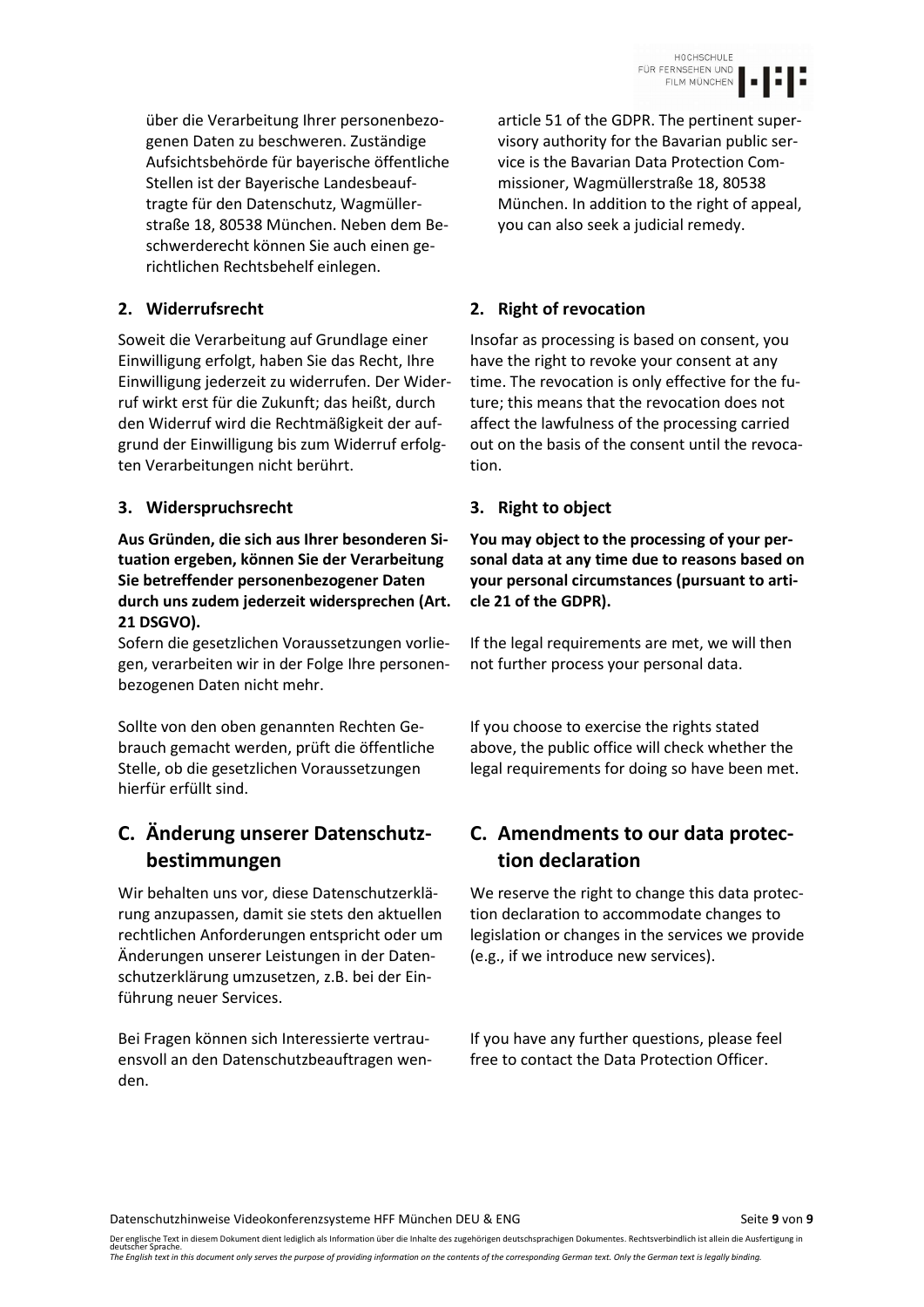über die Verarbeitung Ihrer personenbezogenen Daten zu beschweren. Zuständige Aufsichtsbehörde für bayerische öffentliche Stellen ist der Bayerische Landesbeauftragte für den Datenschutz, Wagmüllerstraße 18, 80538 München. Neben dem Beschwerderecht können Sie auch einen gerichtlichen Rechtsbehelf einlegen.

### 2. Widerrufsrecht

Soweit die Verarbeitung auf Grundlage einer Einwilligung erfolgt, haben Sie das Recht, Ihre Einwilligung jederzeit zu widerrufen. Der Widerruf wirkt erst für die Zukunft; das heißt, durch den Widerruf wird die Rechtmäßigkeit der aufgrund der Einwilligung bis zum Widerruf erfolgten Verarbeitungen nicht berührt.

### 3. Widerspruchsrecht

**Aus Gründen, die sich aus Ihrer besonderen Situation ergeben, können Sie der Verarbeitung Sie betreffender personenbezogener Daten durch uns zudem jederzeit widersprechen (Art. 21 DSGVO).**

Sofern die gesetzlichen Voraussetzungen vorliegen, verarbeiten wir in der Folge Ihre personenbezogenen Daten nicht mehr.

Sollte von den oben genannten Rechten Gebrauch gemacht werden, prüft die öffentliche Stelle, ob die gesetzlichen Voraussetzungen hierfür erfüllt sind.

## C. Änderung unserer Datenschutzbestimmungen

Wir behalten uns vor, diese Datenschutzerklärung anzupassen, damit sie stets den aktuellen rechtlichen Anforderungen entspricht oder um Änderungen unserer Leistungen in der Datenschutzerklärung umzusetzen, z.B. bei der Einführung neuer Services.

Bei Fragen können sich Interessierte vertrauensvoll an den Datenschutzbeauftragen wenden.

article 51 of the GDPR. The pertinent supervisory authority for the Bavarian public service is the Bavarian Data Protection Commissioner, Wagmüllerstraße 18, 80538 München. In addition to the right of appeal, you can also seek a judicial remedy.

### 2. Right of revocation

Insofar as processing is based on consent, you have the right to revoke your consent at any time. The revocation is only effective for the future; this means that the revocation does not affect the lawfulness of the processing carried out on the basis of the consent until the revocation.

### 3. Right to object

**You may object to the processing of your personal data at any time due to reasons based on your personal circumstances (pursuant to article 21 of the GDPR).**

If the legal requirements are met, we will then not further process your personal data.

If you choose to exercise the rights stated above, the public office will check whether the legal requirements for doing so have been met.

## C. Amendments to our data protection declaration

We reserve the right to change this data protection declaration to accommodate changes to legislation or changes in the services we provide (e.g., if we introduce new services).

If you have any further questions, please feel free to contact the Data Protection Officer.

Der englische Text in diesem Dokument dient lediglich als Information über die Inhalte des zugehörigen deutschsprachigen Dokumentes. Rechtsverbindlich ist allein die Ausfertigung in deutscher Sprache.
*The English text in this document only serves the purpose of providing information on the contents of the corresponding German text. Only the German text is legally binding.*